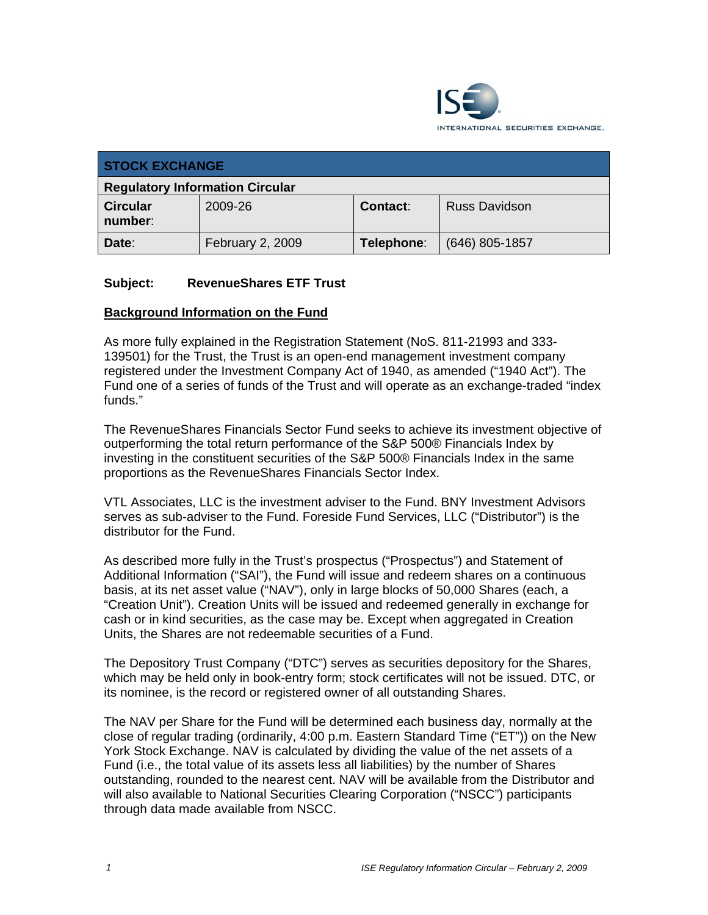INTERNATIONAL SECURITIES EXCHANGE.

| STOCK EXCHANGE | | | |
|---|---|---|---|
| **Regulatory Information Circular** | | | |
| **Circular number**: | 2009-26 | **Contact**: | Russ Davidson |
| **Date**: | February 2, 2009 | **Telephone**: | (646) 805-1857 |

**Subject: RevenueShares ETF Trust**

**Background Information on the Fund**

As more fully explained in the Registration Statement (NoS. 811-21993 and 333-139501) for the Trust, the Trust is an open-end management investment company registered under the Investment Company Act of 1940, as amended ("1940 Act"). The Fund one of a series of funds of the Trust and will operate as an exchange-traded "index funds."

The RevenueShares Financials Sector Fund seeks to achieve its investment objective of outperforming the total return performance of the S&P 500® Financials Index by investing in the constituent securities of the S&P 500® Financials Index in the same proportions as the RevenueShares Financials Sector Index.

VTL Associates, LLC is the investment adviser to the Fund. BNY Investment Advisors serves as sub-adviser to the Fund. Foreside Fund Services, LLC ("Distributor") is the distributor for the Fund.

As described more fully in the Trust's prospectus ("Prospectus") and Statement of Additional Information ("SAI"), the Fund will issue and redeem shares on a continuous basis, at its net asset value ("NAV"), only in large blocks of 50,000 Shares (each, a "Creation Unit"). Creation Units will be issued and redeemed generally in exchange for cash or in kind securities, as the case may be. Except when aggregated in Creation Units, the Shares are not redeemable securities of a Fund.

The Depository Trust Company ("DTC") serves as securities depository for the Shares, which may be held only in book-entry form; stock certificates will not be issued. DTC, or its nominee, is the record or registered owner of all outstanding Shares.

The NAV per Share for the Fund will be determined each business day, normally at the close of regular trading (ordinarily, 4:00 p.m. Eastern Standard Time ("ET")) on the New York Stock Exchange. NAV is calculated by dividing the value of the net assets of a Fund (i.e., the total value of its assets less all liabilities) by the number of Shares outstanding, rounded to the nearest cent. NAV will be available from the Distributor and will also available to National Securities Clearing Corporation ("NSCC") participants through data made available from NSCC.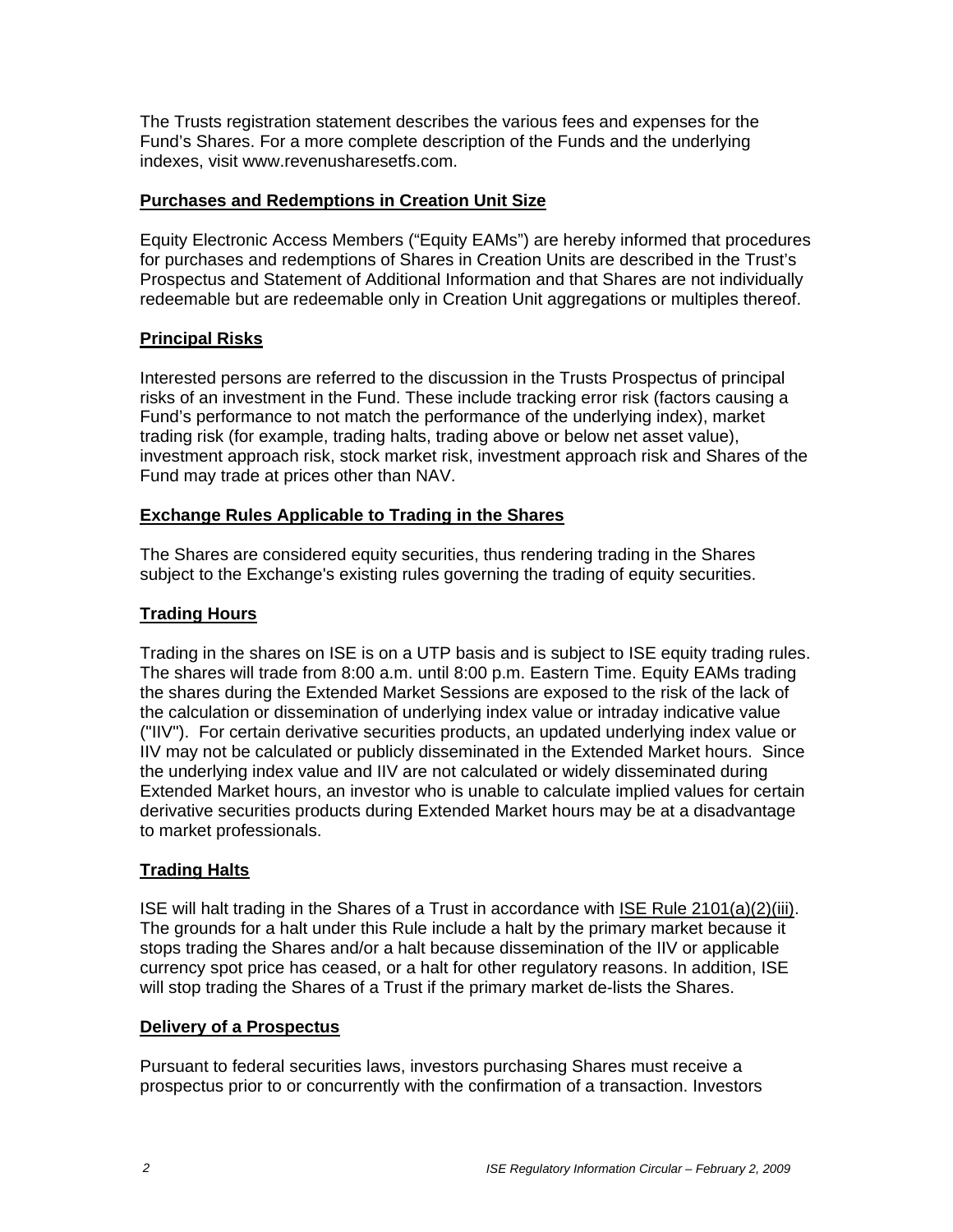The Trusts registration statement describes the various fees and expenses for the Fund's Shares. For a more complete description of the Funds and the underlying indexes, visit www.revenusharesetfs.com.

**Purchases and Redemptions in Creation Unit Size**

Equity Electronic Access Members ("Equity EAMs") are hereby informed that procedures for purchases and redemptions of Shares in Creation Units are described in the Trust's Prospectus and Statement of Additional Information and that Shares are not individually redeemable but are redeemable only in Creation Unit aggregations or multiples thereof.

**Principal Risks**

Interested persons are referred to the discussion in the Trusts Prospectus of principal risks of an investment in the Fund. These include tracking error risk (factors causing a Fund's performance to not match the performance of the underlying index), market trading risk (for example, trading halts, trading above or below net asset value), investment approach risk, stock market risk, investment approach risk and Shares of the Fund may trade at prices other than NAV.

**Exchange Rules Applicable to Trading in the Shares**

The Shares are considered equity securities, thus rendering trading in the Shares subject to the Exchange's existing rules governing the trading of equity securities.

**Trading Hours**

Trading in the shares on ISE is on a UTP basis and is subject to ISE equity trading rules. The shares will trade from 8:00 a.m. until 8:00 p.m. Eastern Time. Equity EAMs trading the shares during the Extended Market Sessions are exposed to the risk of the lack of the calculation or dissemination of underlying index value or intraday indicative value ("IIV"). For certain derivative securities products, an updated underlying index value or IIV may not be calculated or publicly disseminated in the Extended Market hours. Since the underlying index value and IIV are not calculated or widely disseminated during Extended Market hours, an investor who is unable to calculate implied values for certain derivative securities products during Extended Market hours may be at a disadvantage to market professionals.

**Trading Halts**

ISE will halt trading in the Shares of a Trust in accordance with ISE Rule 2101(a)(2)(iii). The grounds for a halt under this Rule include a halt by the primary market because it stops trading the Shares and/or a halt because dissemination of the IIV or applicable currency spot price has ceased, or a halt for other regulatory reasons. In addition, ISE will stop trading the Shares of a Trust if the primary market de-lists the Shares.

**Delivery of a Prospectus**

Pursuant to federal securities laws, investors purchasing Shares must receive a prospectus prior to or concurrently with the confirmation of a transaction. Investors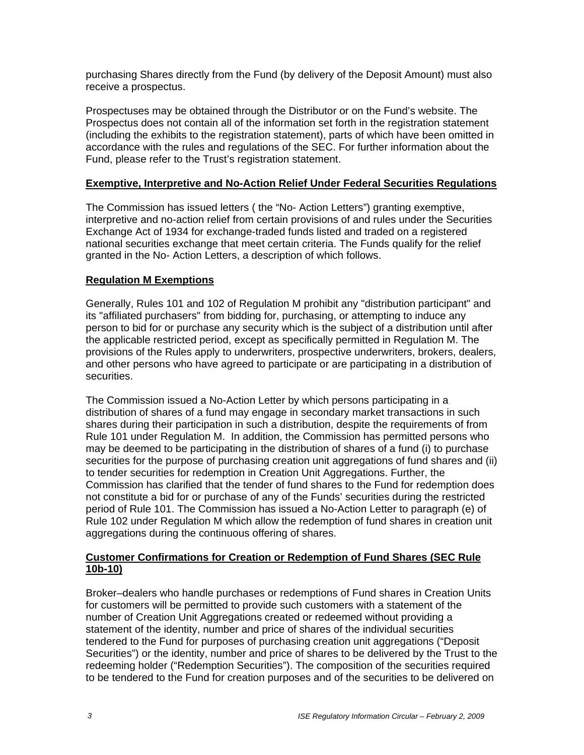purchasing Shares directly from the Fund (by delivery of the Deposit Amount) must also receive a prospectus.

Prospectuses may be obtained through the Distributor or on the Fund's website. The Prospectus does not contain all of the information set forth in the registration statement (including the exhibits to the registration statement), parts of which have been omitted in accordance with the rules and regulations of the SEC. For further information about the Fund, please refer to the Trust's registration statement.

**Exemptive, Interpretive and No-Action Relief Under Federal Securities Regulations**

The Commission has issued letters ( the "No- Action Letters") granting exemptive, interpretive and no-action relief from certain provisions of and rules under the Securities Exchange Act of 1934 for exchange-traded funds listed and traded on a registered national securities exchange that meet certain criteria. The Funds qualify for the relief granted in the No- Action Letters, a description of which follows.

**Regulation M Exemptions**

Generally, Rules 101 and 102 of Regulation M prohibit any "distribution participant" and its "affiliated purchasers" from bidding for, purchasing, or attempting to induce any person to bid for or purchase any security which is the subject of a distribution until after the applicable restricted period, except as specifically permitted in Regulation M. The provisions of the Rules apply to underwriters, prospective underwriters, brokers, dealers, and other persons who have agreed to participate or are participating in a distribution of securities.

The Commission issued a No-Action Letter by which persons participating in a distribution of shares of a fund may engage in secondary market transactions in such shares during their participation in such a distribution, despite the requirements of from Rule 101 under Regulation M. In addition, the Commission has permitted persons who may be deemed to be participating in the distribution of shares of a fund (i) to purchase securities for the purpose of purchasing creation unit aggregations of fund shares and (ii) to tender securities for redemption in Creation Unit Aggregations. Further, the Commission has clarified that the tender of fund shares to the Fund for redemption does not constitute a bid for or purchase of any of the Funds' securities during the restricted period of Rule 101. The Commission has issued a No-Action Letter to paragraph (e) of Rule 102 under Regulation M which allow the redemption of fund shares in creation unit aggregations during the continuous offering of shares.

**Customer Confirmations for Creation or Redemption of Fund Shares (SEC Rule 10b-10)**

Broker–dealers who handle purchases or redemptions of Fund shares in Creation Units for customers will be permitted to provide such customers with a statement of the number of Creation Unit Aggregations created or redeemed without providing a statement of the identity, number and price of shares of the individual securities tendered to the Fund for purposes of purchasing creation unit aggregations ("Deposit Securities") or the identity, number and price of shares to be delivered by the Trust to the redeeming holder ("Redemption Securities"). The composition of the securities required to be tendered to the Fund for creation purposes and of the securities to be delivered on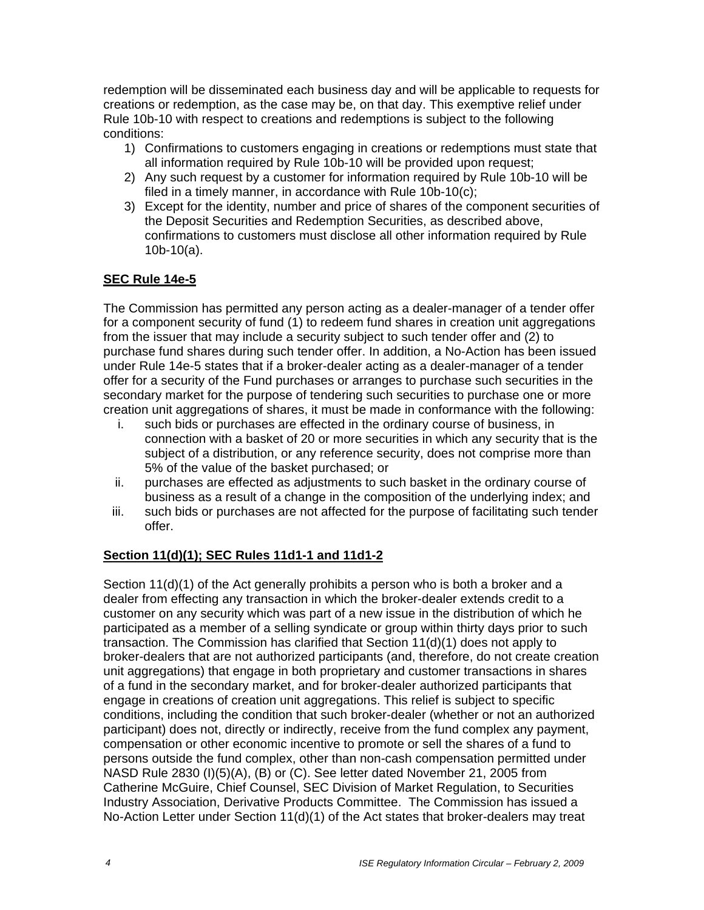redemption will be disseminated each business day and will be applicable to requests for creations or redemption, as the case may be, on that day. This exemptive relief under Rule 10b-10 with respect to creations and redemptions is subject to the following conditions:

1) Confirmations to customers engaging in creations or redemptions must state that all information required by Rule 10b-10 will be provided upon request;
2) Any such request by a customer for information required by Rule 10b-10 will be filed in a timely manner, in accordance with Rule 10b-10(c);
3) Except for the identity, number and price of shares of the component securities of the Deposit Securities and Redemption Securities, as described above, confirmations to customers must disclose all other information required by Rule 10b-10(a).

**SEC Rule 14e-5**

The Commission has permitted any person acting as a dealer-manager of a tender offer for a component security of fund (1) to redeem fund shares in creation unit aggregations from the issuer that may include a security subject to such tender offer and (2) to purchase fund shares during such tender offer. In addition, a No-Action has been issued under Rule 14e-5 states that if a broker-dealer acting as a dealer-manager of a tender offer for a security of the Fund purchases or arranges to purchase such securities in the secondary market for the purpose of tendering such securities to purchase one or more creation unit aggregations of shares, it must be made in conformance with the following:

i. such bids or purchases are effected in the ordinary course of business, in connection with a basket of 20 or more securities in which any security that is the subject of a distribution, or any reference security, does not comprise more than 5% of the value of the basket purchased; or
ii. purchases are effected as adjustments to such basket in the ordinary course of business as a result of a change in the composition of the underlying index; and
iii. such bids or purchases are not affected for the purpose of facilitating such tender offer.

**Section 11(d)(1); SEC Rules 11d1-1 and 11d1-2**

Section 11(d)(1) of the Act generally prohibits a person who is both a broker and a dealer from effecting any transaction in which the broker-dealer extends credit to a customer on any security which was part of a new issue in the distribution of which he participated as a member of a selling syndicate or group within thirty days prior to such transaction. The Commission has clarified that Section 11(d)(1) does not apply to broker-dealers that are not authorized participants (and, therefore, do not create creation unit aggregations) that engage in both proprietary and customer transactions in shares of a fund in the secondary market, and for broker-dealer authorized participants that engage in creations of creation unit aggregations. This relief is subject to specific conditions, including the condition that such broker-dealer (whether or not an authorized participant) does not, directly or indirectly, receive from the fund complex any payment, compensation or other economic incentive to promote or sell the shares of a fund to persons outside the fund complex, other than non-cash compensation permitted under NASD Rule 2830 (I)(5)(A), (B) or (C). See letter dated November 21, 2005 from Catherine McGuire, Chief Counsel, SEC Division of Market Regulation, to Securities Industry Association, Derivative Products Committee. The Commission has issued a No-Action Letter under Section 11(d)(1) of the Act states that broker-dealers may treat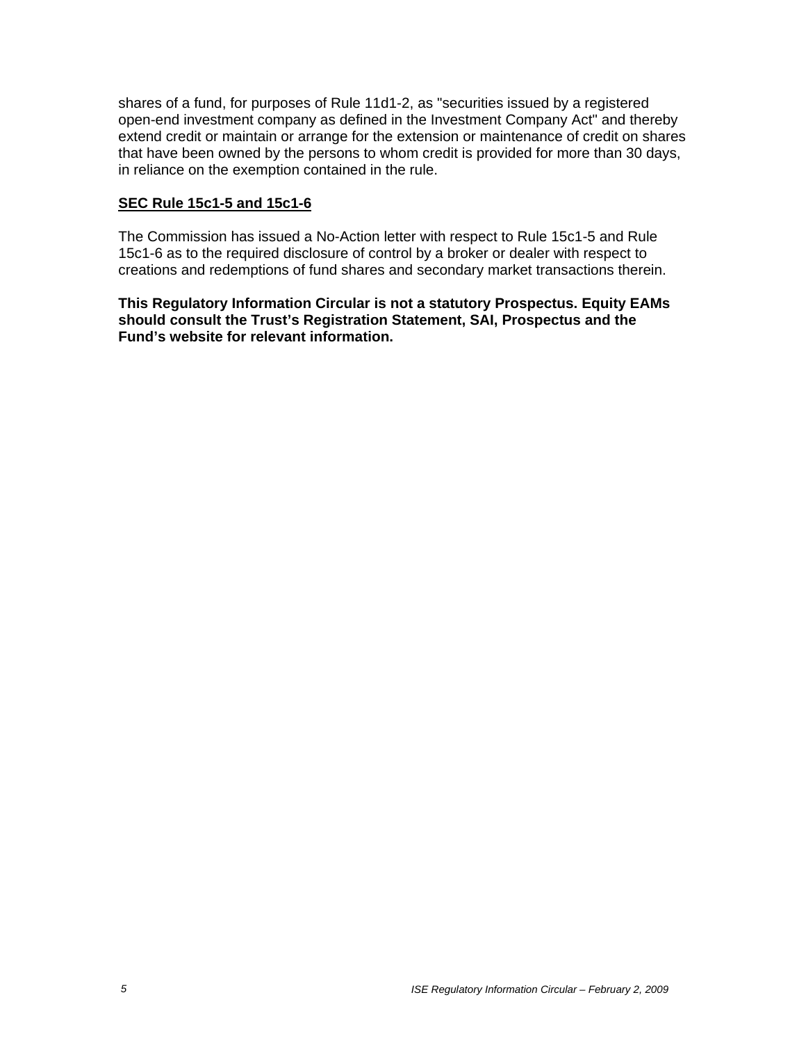shares of a fund, for purposes of Rule 11d1-2, as "securities issued by a registered open-end investment company as defined in the Investment Company Act" and thereby extend credit or maintain or arrange for the extension or maintenance of credit on shares that have been owned by the persons to whom credit is provided for more than 30 days, in reliance on the exemption contained in the rule.

**SEC Rule 15c1-5 and 15c1-6**

The Commission has issued a No-Action letter with respect to Rule 15c1-5 and Rule 15c1-6 as to the required disclosure of control by a broker or dealer with respect to creations and redemptions of fund shares and secondary market transactions therein.

**This Regulatory Information Circular is not a statutory Prospectus. Equity EAMs should consult the Trust's Registration Statement, SAI, Prospectus and the Fund's website for relevant information.**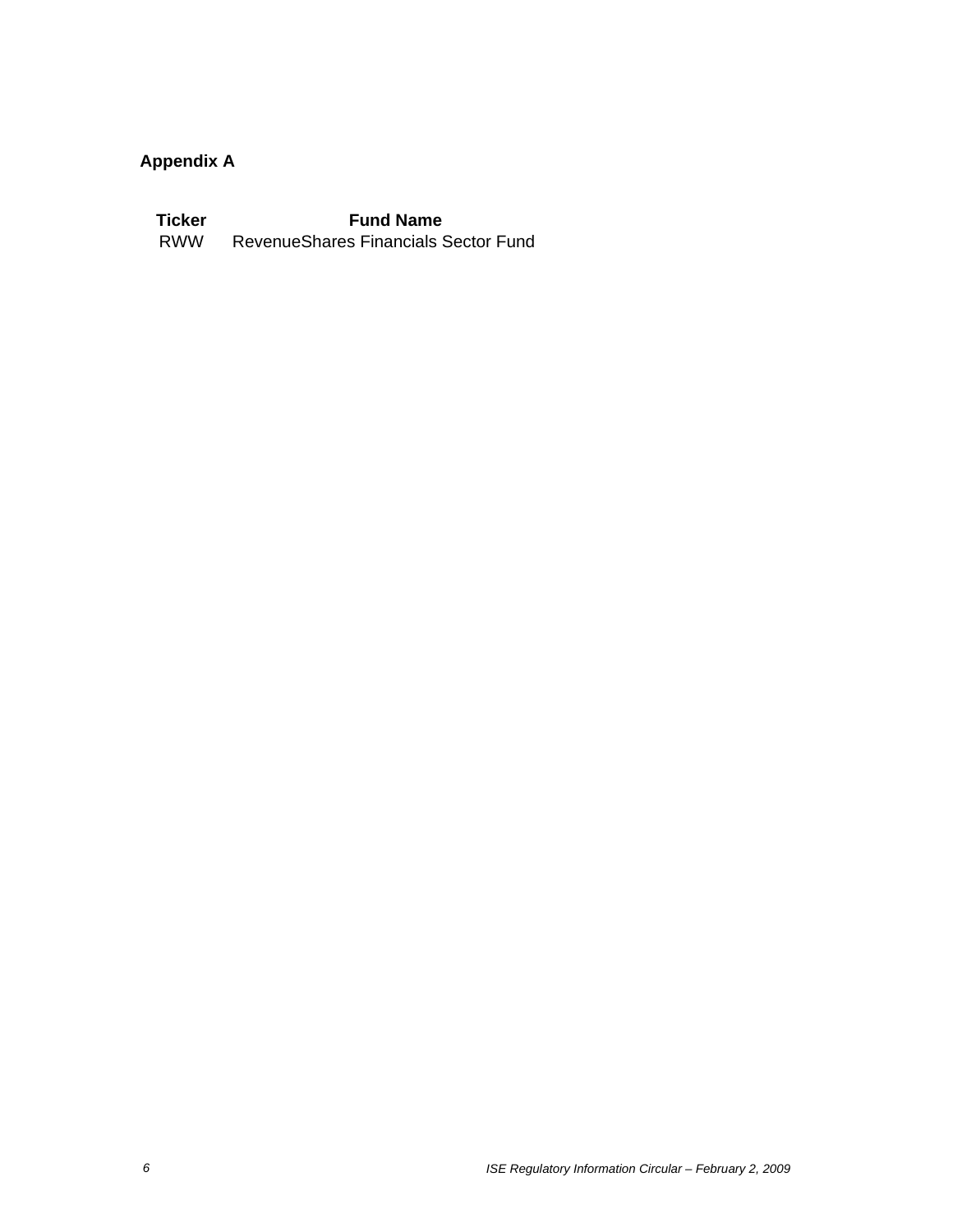## Appendix A

| Ticker | Fund Name |
| --- | --- |
| RWW | RevenueShares Financials Sector Fund |